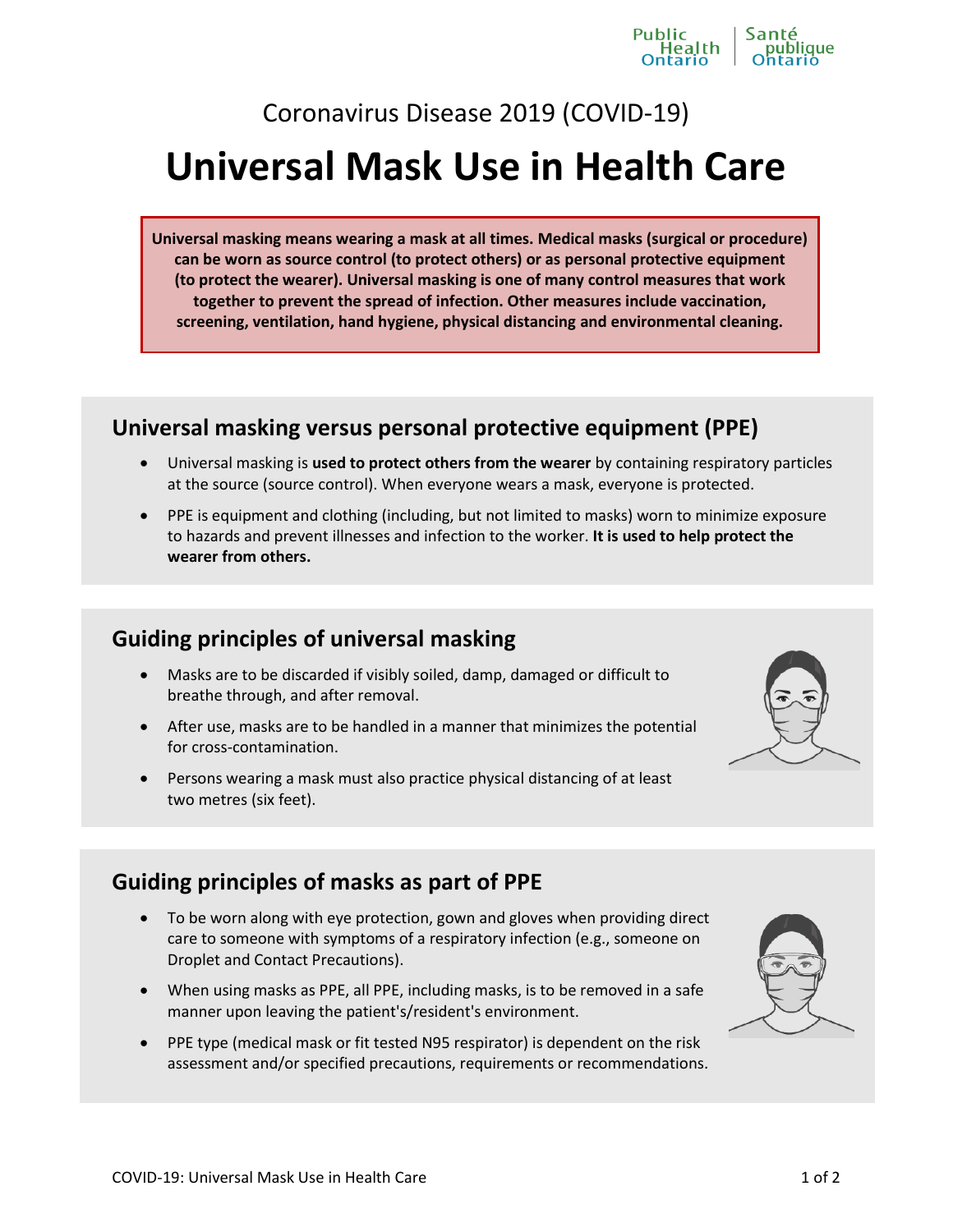Coronavirus Disease 2019 (COVID-19)

# Universal Mask Use in Health Care

**Universal masking means wearing a mask at all times. Medical masks (surgical or procedure) can be worn as source control (to protect others) or as personal protective equipment (to protect the wearer). Universal masking is one of many control measures that work together to prevent the spread of infection. Other measures include vaccination, screening, ventilation, hand hygiene, physical distancing and environmental cleaning.**

## Universal masking versus personal protective equipment (PPE)

- Universal masking is **used to protect others from the wearer** by containing respiratory particles at the source (source control). When everyone wears a mask, everyone is protected.
- PPE is equipment and clothing (including, but not limited to masks) worn to minimize exposure to hazards and prevent illnesses and infection to the worker. **It is used to help protect the wearer from others.**

## Guiding principles of universal masking

- Masks are to be discarded if visibly soiled, damp, damaged or difficult to breathe through, and after removal.
- After use, masks are to be handled in a manner that minimizes the potential for cross-contamination.
- Persons wearing a mask must also practice physical distancing of at least two metres (six feet).

## Guiding principles of masks as part of PPE

- To be worn along with eye protection, gown and gloves when providing direct care to someone with symptoms of a respiratory infection (e.g., someone on Droplet and Contact Precautions).
- When using masks as PPE, all PPE, including masks, is to be removed in a safe manner upon leaving the patient's/resident's environment.
- PPE type (medical mask or fit tested N95 respirator) is dependent on the risk assessment and/or specified precautions, requirements or recommendations.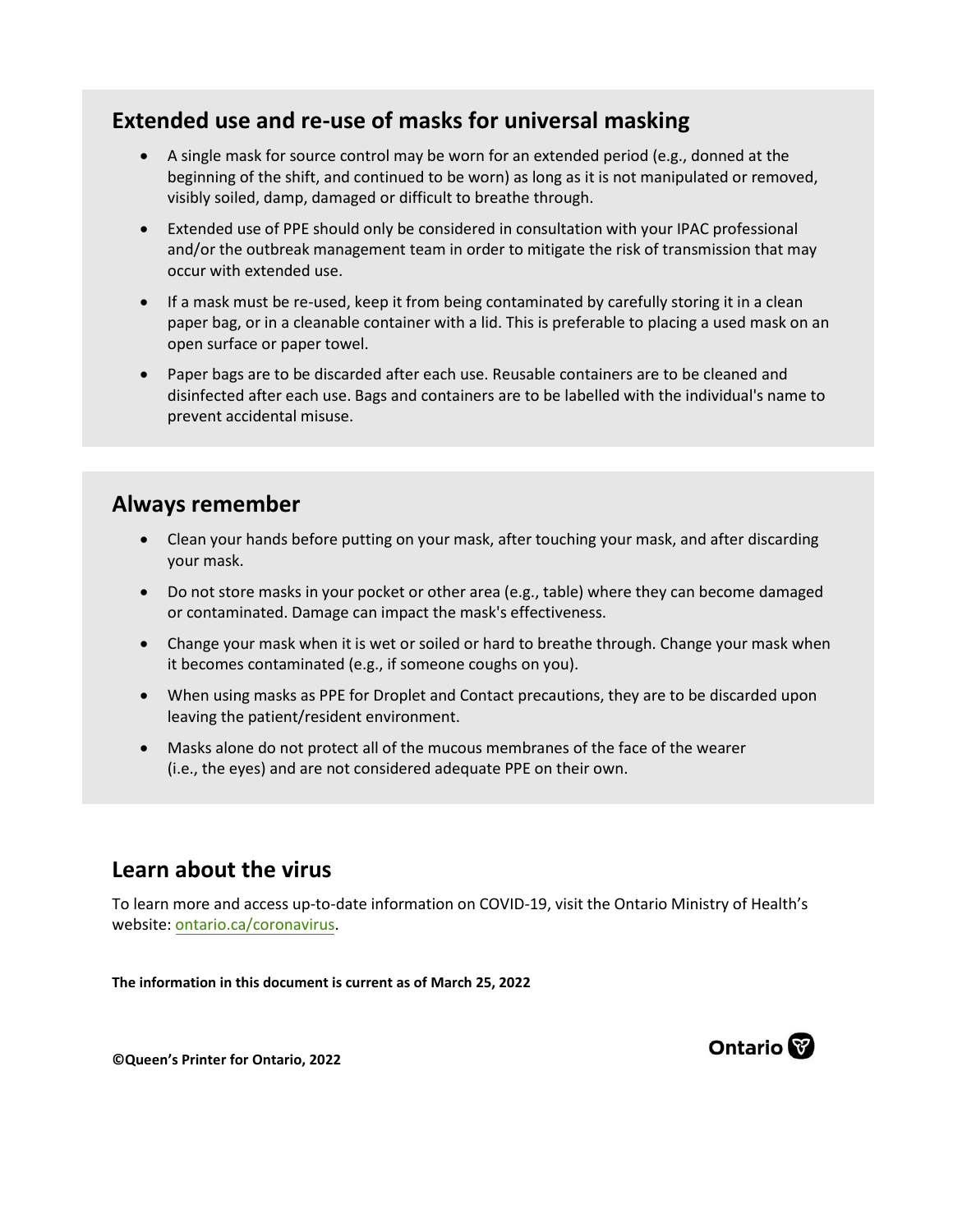## Extended use and re-use of masks for universal masking

- A single mask for source control may be worn for an extended period (e.g., donned at the beginning of the shift, and continued to be worn) as long as it is not manipulated or removed, visibly soiled, damp, damaged or difficult to breathe through.
- Extended use of PPE should only be considered in consultation with your IPAC professional and/or the outbreak management team in order to mitigate the risk of transmission that may occur with extended use.
- If a mask must be re-used, keep it from being contaminated by carefully storing it in a clean paper bag, or in a cleanable container with a lid. This is preferable to placing a used mask on an open surface or paper towel.
- Paper bags are to be discarded after each use. Reusable containers are to be cleaned and disinfected after each use. Bags and containers are to be labelled with the individual's name to prevent accidental misuse.

## Always remember

- Clean your hands before putting on your mask, after touching your mask, and after discarding your mask.
- Do not store masks in your pocket or other area (e.g., table) where they can become damaged or contaminated. Damage can impact the mask's effectiveness.
- Change your mask when it is wet or soiled or hard to breathe through. Change your mask when it becomes contaminated (e.g., if someone coughs on you).
- When using masks as PPE for Droplet and Contact precautions, they are to be discarded upon leaving the patient/resident environment.
- Masks alone do not protect all of the mucous membranes of the face of the wearer (i.e., the eyes) and are not considered adequate PPE on their own.

## Learn about the virus

To learn more and access up-to-date information on COVID-19, visit the Ontario Ministry of Health's website: ontario.ca/coronavirus.

**The information in this document is current as of March 25, 2022**

**©Queen's Printer for Ontario, 2022**

Ontario